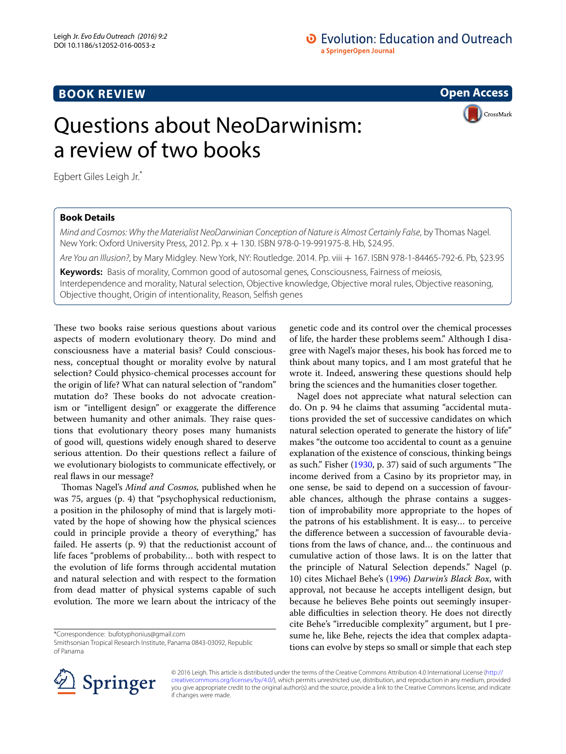BOOK REVIEW

Open Access

# Questions about NeoDarwinism: a review of two books

Egbert Giles Leigh Jr.*

**Book Details**

*Mind and Cosmos: Why the Materialist NeoDarwinian Conception of Nature is Almost Certainly False*, by Thomas Nagel. New York: Oxford University Press, 2012. Pp. x + 130. ISBN 978-0-19-991975-8. Hb, $24.95.

*Are You an Illusion?*, by Mary Midgley. New York, NY: Routledge. 2014. Pp. viii + 167. ISBN 978-1-84465-792-6. Pb, $23.95

**Keywords:** Basis of morality, Common good of autosomal genes, Consciousness, Fairness of meiosis, Interdependence and morality, Natural selection, Objective knowledge, Objective moral rules, Objective reasoning, Objective thought, Origin of intentionality, Reason, Selfish genes

These two books raise serious questions about various aspects of modern evolutionary theory. Do mind and consciousness have a material basis? Could consciousness, conceptual thought or morality evolve by natural selection? Could physico-chemical processes account for the origin of life? What can natural selection of "random" mutation do? These books do not advocate creationism or "intelligent design" or exaggerate the difference between humanity and other animals. They raise questions that evolutionary theory poses many humanists of good will, questions widely enough shared to deserve serious attention. Do their questions reflect a failure of we evolutionary biologists to communicate effectively, or real flaws in our message?

Thomas Nagel's *Mind and Cosmos*, published when he was 75, argues (p. 4) that "psychophysical reductionism, a position in the philosophy of mind that is largely motivated by the hope of showing how the physical sciences could in principle provide a theory of everything," has failed. He asserts (p. 9) that the reductionist account of life faces "problems of probability... both with respect to the evolution of life forms through accidental mutation and natural selection and with respect to the formation from dead matter of physical systems capable of such evolution. The more we learn about the intricacy of the genetic code and its control over the chemical processes of life, the harder these problems seem." Although I disagree with Nagel's major theses, his book has forced me to think about many topics, and I am most grateful that he wrote it. Indeed, answering these questions should help bring the sciences and the humanities closer together.

Nagel does not appreciate what natural selection can do. On p. 94 he claims that assuming "accidental mutations provided the set of successive candidates on which natural selection operated to generate the history of life" makes "the outcome too accidental to count as a genuine explanation of the existence of conscious, thinking beings as such." Fisher (1930, p. 37) said of such arguments "The income derived from a Casino by its proprietor may, in one sense, be said to depend on a succession of favourable chances, although the phrase contains a suggestion of improbability more appropriate to the hopes of the patrons of his establishment. It is easy... to perceive the difference between a succession of favourable deviations from the laws of chance, and... the continuous and cumulative action of those laws. It is on the latter that the principle of Natural Selection depends." Nagel (p. 10) cites Michael Behe's (1996) *Darwin's Black Box*, with approval, not because he accepts intelligent design, but because he believes Behe points out seemingly insuperable difficulties in selection theory. He does not directly cite Behe's "irreducible complexity" argument, but I presume he, like Behe, rejects the idea that complex adaptations can evolve by steps so small or simple that each step

*Correspondence: bufotyphonius@gmail.com
Smithsonian Tropical Research Institute, Panama 0843-03092, Republic of Panama

© 2016 Leigh. This article is distributed under the terms of the Creative Commons Attribution 4.0 International License (http://creativecommons.org/licenses/by/4.0/), which permits unrestricted use, distribution, and reproduction in any medium, provided you give appropriate credit to the original author(s) and the source, provide a link to the Creative Commons license, and indicate if changes were made.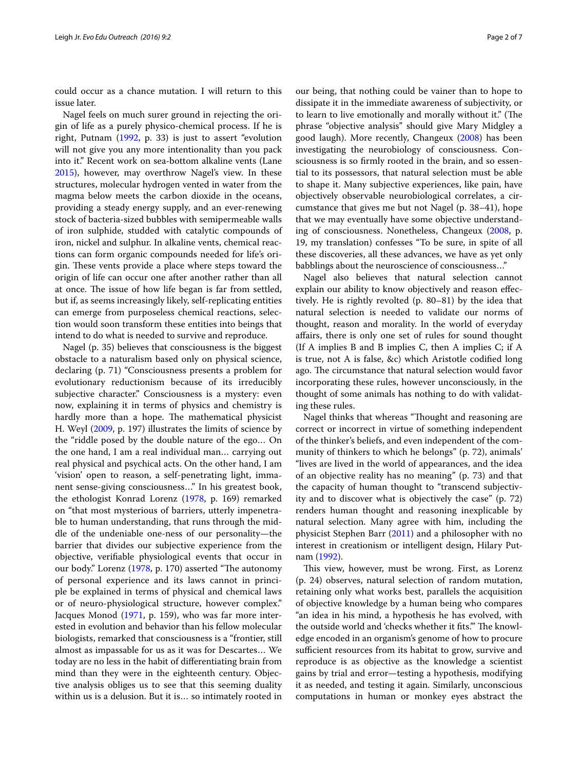could occur as a chance mutation. I will return to this issue later.

Nagel feels on much surer ground in rejecting the origin of life as a purely physico-chemical process. If he is right, Putnam (1992, p. 33) is just to assert "evolution will not give you any more intentionality than you pack into it." Recent work on sea-bottom alkaline vents (Lane 2015), however, may overthrow Nagel's view. In these structures, molecular hydrogen vented in water from the magma below meets the carbon dioxide in the oceans, providing a steady energy supply, and an ever-renewing stock of bacteria-sized bubbles with semipermeable walls of iron sulphide, studded with catalytic compounds of iron, nickel and sulphur. In alkaline vents, chemical reactions can form organic compounds needed for life's origin. These vents provide a place where steps toward the origin of life can occur one after another rather than all at once. The issue of how life began is far from settled, but if, as seems increasingly likely, self-replicating entities can emerge from purposeless chemical reactions, selection would soon transform these entities into beings that intend to do what is needed to survive and reproduce.

Nagel (p. 35) believes that consciousness is the biggest obstacle to a naturalism based only on physical science, declaring (p. 71) "Consciousness presents a problem for evolutionary reductionism because of its irreducibly subjective character." Consciousness is a mystery: even now, explaining it in terms of physics and chemistry is hardly more than a hope. The mathematical physicist H. Weyl (2009, p. 197) illustrates the limits of science by the "riddle posed by the double nature of the ego… On the one hand, I am a real individual man… carrying out real physical and psychical acts. On the other hand, I am 'vision' open to reason, a self-penetrating light, immanent sense-giving consciousness…" In his greatest book, the ethologist Konrad Lorenz (1978, p. 169) remarked on "that most mysterious of barriers, utterly impenetrable to human understanding, that runs through the middle of the undeniable one-ness of our personality—the barrier that divides our subjective experience from the objective, verifiable physiological events that occur in our body." Lorenz (1978, p. 170) asserted "The autonomy of personal experience and its laws cannot in principle be explained in terms of physical and chemical laws or of neuro-physiological structure, however complex." Jacques Monod (1971, p. 159), who was far more interested in evolution and behavior than his fellow molecular biologists, remarked that consciousness is a "frontier, still almost as impassable for us as it was for Descartes… We today are no less in the habit of differentiating brain from mind than they were in the eighteenth century. Objective analysis obliges us to see that this seeming duality within us is a delusion. But it is… so intimately rooted in our being, that nothing could be vainer than to hope to dissipate it in the immediate awareness of subjectivity, or to learn to live emotionally and morally without it." (The phrase "objective analysis" should give Mary Midgley a good laugh). More recently, Changeux (2008) has been investigating the neurobiology of consciousness. Consciousness is so firmly rooted in the brain, and so essential to its possessors, that natural selection must be able to shape it. Many subjective experiences, like pain, have objectively observable neurobiological correlates, a circumstance that gives me but not Nagel (p. 38–41), hope that we may eventually have some objective understanding of consciousness. Nonetheless, Changeux (2008, p. 19, my translation) confesses "To be sure, in spite of all these discoveries, all these advances, we have as yet only babblings about the neuroscience of consciousness…"

Nagel also believes that natural selection cannot explain our ability to know objectively and reason effectively. He is rightly revolted (p. 80–81) by the idea that natural selection is needed to validate our norms of thought, reason and morality. In the world of everyday affairs, there is only one set of rules for sound thought (If A implies B and B implies C, then A implies C; if A is true, not A is false, &c) which Aristotle codified long ago. The circumstance that natural selection would favor incorporating these rules, however unconsciously, in the thought of some animals has nothing to do with validating these rules.

Nagel thinks that whereas "Thought and reasoning are correct or incorrect in virtue of something independent of the thinker's beliefs, and even independent of the community of thinkers to which he belongs" (p. 72), animals' "lives are lived in the world of appearances, and the idea of an objective reality has no meaning" (p. 73) and that the capacity of human thought to "transcend subjectivity and to discover what is objectively the case" (p. 72) renders human thought and reasoning inexplicable by natural selection. Many agree with him, including the physicist Stephen Barr (2011) and a philosopher with no interest in creationism or intelligent design, Hilary Putnam (1992).

This view, however, must be wrong. First, as Lorenz (p. 24) observes, natural selection of random mutation, retaining only what works best, parallels the acquisition of objective knowledge by a human being who compares "an idea in his mind, a hypothesis he has evolved, with the outside world and 'checks whether it fits.'" The knowledge encoded in an organism's genome of how to procure sufficient resources from its habitat to grow, survive and reproduce is as objective as the knowledge a scientist gains by trial and error—testing a hypothesis, modifying it as needed, and testing it again. Similarly, unconscious computations in human or monkey eyes abstract the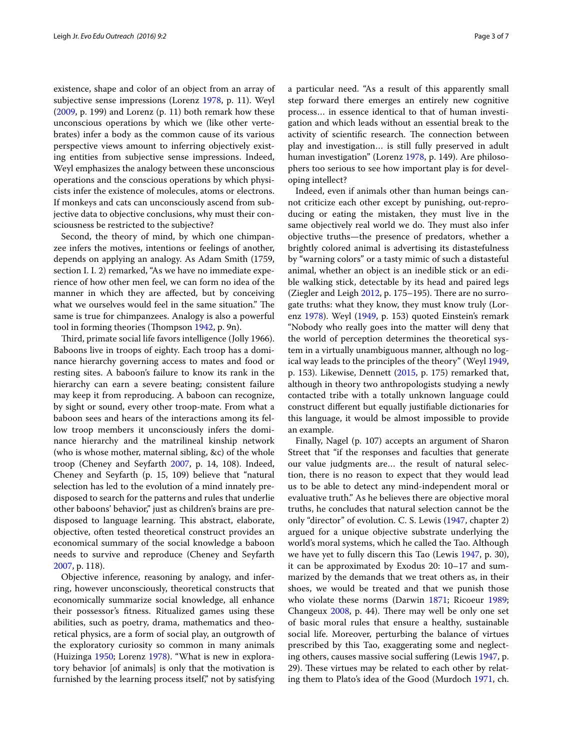existence, shape and color of an object from an array of subjective sense impressions (Lorenz 1978, p. 11). Weyl (2009, p. 199) and Lorenz (p. 11) both remark how these unconscious operations by which we (like other vertebrates) infer a body as the common cause of its various perspective views amount to inferring objectively existing entities from subjective sense impressions. Indeed, Weyl emphasizes the analogy between these unconscious operations and the conscious operations by which physicists infer the existence of molecules, atoms or electrons. If monkeys and cats can unconsciously ascend from subjective data to objective conclusions, why must their consciousness be restricted to the subjective?

Second, the theory of mind, by which one chimpanzee infers the motives, intentions or feelings of another, depends on applying an analogy. As Adam Smith (1759, section I. I. 2) remarked, "As we have no immediate experience of how other men feel, we can form no idea of the manner in which they are affected, but by conceiving what we ourselves would feel in the same situation." The same is true for chimpanzees. Analogy is also a powerful tool in forming theories (Thompson 1942, p. 9n).

Third, primate social life favors intelligence (Jolly 1966). Baboons live in troops of eighty. Each troop has a dominance hierarchy governing access to mates and food or resting sites. A baboon's failure to know its rank in the hierarchy can earn a severe beating; consistent failure may keep it from reproducing. A baboon can recognize, by sight or sound, every other troop-mate. From what a baboon sees and hears of the interactions among its fellow troop members it unconsciously infers the dominance hierarchy and the matrilineal kinship network (who is whose mother, maternal sibling, &c) of the whole troop (Cheney and Seyfarth 2007, p. 14, 108). Indeed, Cheney and Seyfarth (p. 15, 109) believe that "natural selection has led to the evolution of a mind innately predisposed to search for the patterns and rules that underlie other baboons' behavior," just as children's brains are predisposed to language learning. This abstract, elaborate, objective, often tested theoretical construct provides an economical summary of the social knowledge a baboon needs to survive and reproduce (Cheney and Seyfarth 2007, p. 118).

Objective inference, reasoning by analogy, and inferring, however unconsciously, theoretical constructs that economically summarize social knowledge, all enhance their possessor's fitness. Ritualized games using these abilities, such as poetry, drama, mathematics and theoretical physics, are a form of social play, an outgrowth of the exploratory curiosity so common in many animals (Huizinga 1950; Lorenz 1978). "What is new in exploratory behavior [of animals] is only that the motivation is furnished by the learning process itself," not by satisfying a particular need. "As a result of this apparently small step forward there emerges an entirely new cognitive process… in essence identical to that of human investigation and which leads without an essential break to the activity of scientific research. The connection between play and investigation… is still fully preserved in adult human investigation" (Lorenz 1978, p. 149). Are philosophers too serious to see how important play is for developing intellect?

Indeed, even if animals other than human beings cannot criticize each other except by punishing, out-reproducing or eating the mistaken, they must live in the same objectively real world we do. They must also infer objective truths—the presence of predators, whether a brightly colored animal is advertising its distastefulness by "warning colors" or a tasty mimic of such a distasteful animal, whether an object is an inedible stick or an edible walking stick, detectable by its head and paired legs (Ziegler and Leigh 2012, p. 175–195). There are no surrogate truths: what they know, they must know truly (Lorenz 1978). Weyl (1949, p. 153) quoted Einstein's remark "Nobody who really goes into the matter will deny that the world of perception determines the theoretical system in a virtually unambiguous manner, although no logical way leads to the principles of the theory" (Weyl 1949, p. 153). Likewise, Dennett (2015, p. 175) remarked that, although in theory two anthropologists studying a newly contacted tribe with a totally unknown language could construct different but equally justifiable dictionaries for this language, it would be almost impossible to provide an example.

Finally, Nagel (p. 107) accepts an argument of Sharon Street that "if the responses and faculties that generate our value judgments are… the result of natural selection, there is no reason to expect that they would lead us to be able to detect any mind-independent moral or evaluative truth." As he believes there are objective moral truths, he concludes that natural selection cannot be the only "director" of evolution. C. S. Lewis (1947, chapter 2) argued for a unique objective substrate underlying the world's moral systems, which he called the Tao. Although we have yet to fully discern this Tao (Lewis 1947, p. 30), it can be approximated by Exodus 20: 10–17 and summarized by the demands that we treat others as, in their shoes, we would be treated and that we punish those who violate these norms (Darwin 1871; Ricoeur 1989; Changeux 2008, p. 44). There may well be only one set of basic moral rules that ensure a healthy, sustainable social life. Moreover, perturbing the balance of virtues prescribed by this Tao, exaggerating some and neglecting others, causes massive social suffering (Lewis 1947, p. 29). These virtues may be related to each other by relating them to Plato's idea of the Good (Murdoch 1971, ch.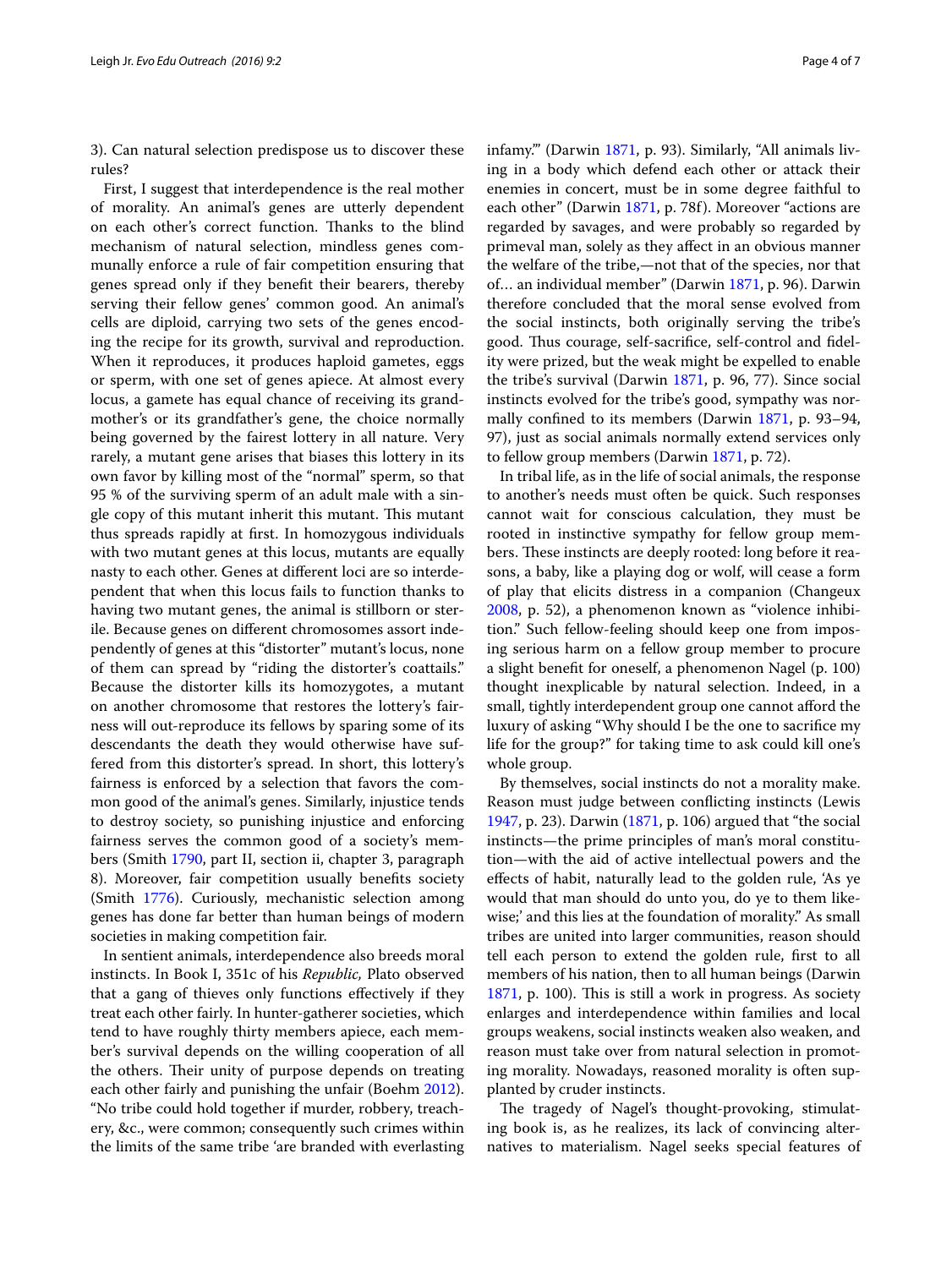3). Can natural selection predispose us to discover these rules?

First, I suggest that interdependence is the real mother of morality. An animal's genes are utterly dependent on each other's correct function. Thanks to the blind mechanism of natural selection, mindless genes communally enforce a rule of fair competition ensuring that genes spread only if they benefit their bearers, thereby serving their fellow genes' common good. An animal's cells are diploid, carrying two sets of the genes encoding the recipe for its growth, survival and reproduction. When it reproduces, it produces haploid gametes, eggs or sperm, with one set of genes apiece. At almost every locus, a gamete has equal chance of receiving its grandmother's or its grandfather's gene, the choice normally being governed by the fairest lottery in all nature. Very rarely, a mutant gene arises that biases this lottery in its own favor by killing most of the "normal" sperm, so that 95 % of the surviving sperm of an adult male with a single copy of this mutant inherit this mutant. This mutant thus spreads rapidly at first. In homozygous individuals with two mutant genes at this locus, mutants are equally nasty to each other. Genes at different loci are so interdependent that when this locus fails to function thanks to having two mutant genes, the animal is stillborn or sterile. Because genes on different chromosomes assort independently of genes at this "distorter" mutant's locus, none of them can spread by "riding the distorter's coattails." Because the distorter kills its homozygotes, a mutant on another chromosome that restores the lottery's fairness will out-reproduce its fellows by sparing some of its descendants the death they would otherwise have suffered from this distorter's spread. In short, this lottery's fairness is enforced by a selection that favors the common good of the animal's genes. Similarly, injustice tends to destroy society, so punishing injustice and enforcing fairness serves the common good of a society's members (Smith 1790, part II, section ii, chapter 3, paragraph 8). Moreover, fair competition usually benefits society (Smith 1776). Curiously, mechanistic selection among genes has done far better than human beings of modern societies in making competition fair.

In sentient animals, interdependence also breeds moral instincts. In Book I, 351c of his *Republic,* Plato observed that a gang of thieves only functions effectively if they treat each other fairly. In hunter-gatherer societies, which tend to have roughly thirty members apiece, each member's survival depends on the willing cooperation of all the others. Their unity of purpose depends on treating each other fairly and punishing the unfair (Boehm 2012). "No tribe could hold together if murder, robbery, treachery, &c., were common; consequently such crimes within the limits of the same tribe 'are branded with everlasting infamy.'" (Darwin 1871, p. 93). Similarly, "All animals living in a body which defend each other or attack their enemies in concert, must be in some degree faithful to each other" (Darwin 1871, p. 78f). Moreover "actions are regarded by savages, and were probably so regarded by primeval man, solely as they affect in an obvious manner the welfare of the tribe,—not that of the species, nor that of… an individual member" (Darwin 1871, p. 96). Darwin therefore concluded that the moral sense evolved from the social instincts, both originally serving the tribe's good. Thus courage, self-sacrifice, self-control and fidelity were prized, but the weak might be expelled to enable the tribe's survival (Darwin 1871, p. 96, 77). Since social instincts evolved for the tribe's good, sympathy was normally confined to its members (Darwin 1871, p. 93–94, 97), just as social animals normally extend services only to fellow group members (Darwin 1871, p. 72).

In tribal life, as in the life of social animals, the response to another's needs must often be quick. Such responses cannot wait for conscious calculation, they must be rooted in instinctive sympathy for fellow group members. These instincts are deeply rooted: long before it reasons, a baby, like a playing dog or wolf, will cease a form of play that elicits distress in a companion (Changeux 2008, p. 52), a phenomenon known as "violence inhibition." Such fellow-feeling should keep one from imposing serious harm on a fellow group member to procure a slight benefit for oneself, a phenomenon Nagel (p. 100) thought inexplicable by natural selection. Indeed, in a small, tightly interdependent group one cannot afford the luxury of asking "Why should I be the one to sacrifice my life for the group?" for taking time to ask could kill one's whole group.

By themselves, social instincts do not a morality make. Reason must judge between conflicting instincts (Lewis 1947, p. 23). Darwin (1871, p. 106) argued that "the social instincts—the prime principles of man's moral constitution—with the aid of active intellectual powers and the effects of habit, naturally lead to the golden rule, 'As ye would that man should do unto you, do ye to them likewise;' and this lies at the foundation of morality." As small tribes are united into larger communities, reason should tell each person to extend the golden rule, first to all members of his nation, then to all human beings (Darwin 1871, p. 100). This is still a work in progress. As society enlarges and interdependence within families and local groups weakens, social instincts weaken also weaken, and reason must take over from natural selection in promoting morality. Nowadays, reasoned morality is often supplanted by cruder instincts.

The tragedy of Nagel's thought-provoking, stimulating book is, as he realizes, its lack of convincing alternatives to materialism. Nagel seeks special features of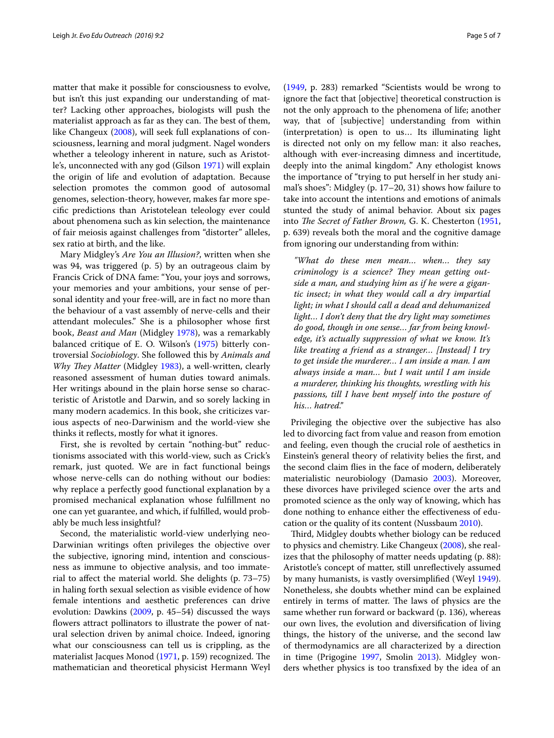matter that make it possible for consciousness to evolve, but isn't this just expanding our understanding of matter? Lacking other approaches, biologists will push the materialist approach as far as they can. The best of them, like Changeux (2008), will seek full explanations of consciousness, learning and moral judgment. Nagel wonders whether a teleology inherent in nature, such as Aristotle's, unconnected with any god (Gilson 1971) will explain the origin of life and evolution of adaptation. Because selection promotes the common good of autosomal genomes, selection-theory, however, makes far more specific predictions than Aristotelean teleology ever could about phenomena such as kin selection, the maintenance of fair meiosis against challenges from "distorter" alleles, sex ratio at birth, and the like.

Mary Midgley's *Are You an Illusion?*, written when she was 94, was triggered (p. 5) by an outrageous claim by Francis Crick of DNA fame: "You, your joys and sorrows, your memories and your ambitions, your sense of personal identity and your free-will, are in fact no more than the behaviour of a vast assembly of nerve-cells and their attendant molecules." She is a philosopher whose first book, *Beast and Man* (Midgley 1978), was a remarkably balanced critique of E. O. Wilson's (1975) bitterly controversial *Sociobiology*. She followed this by *Animals and Why They Matter* (Midgley 1983), a well-written, clearly reasoned assessment of human duties toward animals. Her writings abound in the plain horse sense so characteristic of Aristotle and Darwin, and so sorely lacking in many modern academics. In this book, she criticizes various aspects of neo-Darwinism and the world-view she thinks it reflects, mostly for what it ignores.

First, she is revolted by certain "nothing-but" reductionisms associated with this world-view, such as Crick's remark, just quoted. We are in fact functional beings whose nerve-cells can do nothing without our bodies: why replace a perfectly good functional explanation by a promised mechanical explanation whose fulfillment no one can yet guarantee, and which, if fulfilled, would probably be much less insightful?

Second, the materialistic world-view underlying neo-Darwinian writings often privileges the objective over the subjective, ignoring mind, intention and consciousness as immune to objective analysis, and too immaterial to affect the material world. She delights (p. 73–75) in haling forth sexual selection as visible evidence of how female intentions and aesthetic preferences can drive evolution: Dawkins (2009, p. 45–54) discussed the ways flowers attract pollinators to illustrate the power of natural selection driven by animal choice. Indeed, ignoring what our consciousness can tell us is crippling, as the materialist Jacques Monod (1971, p. 159) recognized. The mathematician and theoretical physicist Hermann Weyl (1949, p. 283) remarked "Scientists would be wrong to ignore the fact that [objective] theoretical construction is not the only approach to the phenomena of life; another way, that of [subjective] understanding from within (interpretation) is open to us… Its illuminating light is directed not only on my fellow man: it also reaches, although with ever-increasing dimness and incertitude, deeply into the animal kingdom." Any ethologist knows the importance of "trying to put herself in her study animal's shoes": Midgley (p. 17–20, 31) shows how failure to take into account the intentions and emotions of animals stunted the study of animal behavior. About six pages into *The Secret of Father Brown,* G. K. Chesterton (1951, p. 639) reveals both the moral and the cognitive damage from ignoring our understanding from within:

> *"What do these men mean… when… they say criminology is a science? They mean getting outside a man, and studying him as if he were a gigantic insect; in what they would call a dry impartial light; in what I should call a dead and dehumanized light… I don't deny that the dry light may sometimes do good, though in one sense… far from being knowledge, it's actually suppression of what we know. It's like treating a friend as a stranger… [Instead] I try to get inside the murderer… I am inside a man. I am always inside a man… but I wait until I am inside a murderer, thinking his thoughts, wrestling with his passions, till I have bent myself into the posture of his… hatred."*

Privileging the objective over the subjective has also led to divorcing fact from value and reason from emotion and feeling, even though the crucial role of aesthetics in Einstein's general theory of relativity belies the first, and the second claim flies in the face of modern, deliberately materialistic neurobiology (Damasio 2003). Moreover, these divorces have privileged science over the arts and promoted science as the only way of knowing, which has done nothing to enhance either the effectiveness of education or the quality of its content (Nussbaum 2010).

Third, Midgley doubts whether biology can be reduced to physics and chemistry. Like Changeux (2008), she realizes that the philosophy of matter needs updating (p. 88): Aristotle's concept of matter, still unreflectively assumed by many humanists, is vastly oversimplified (Weyl 1949). Nonetheless, she doubts whether mind can be explained entirely in terms of matter. The laws of physics are the same whether run forward or backward (p. 136), whereas our own lives, the evolution and diversification of living things, the history of the universe, and the second law of thermodynamics are all characterized by a direction in time (Prigogine 1997, Smolin 2013). Midgley wonders whether physics is too transfixed by the idea of an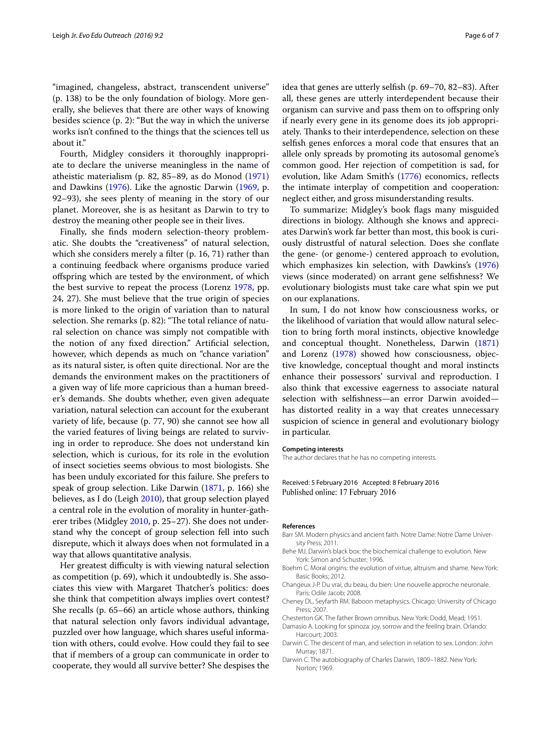"imagined, changeless, abstract, transcendent universe" (p. 138) to be the only foundation of biology. More generally, she believes that there are other ways of knowing besides science (p. 2): "But the way in which the universe works isn't confined to the things that the sciences tell us about it."

Fourth, Midgley considers it thoroughly inappropriate to declare the universe meaningless in the name of atheistic materialism (p. 82, 85–89, as do Monod (1971) and Dawkins (1976). Like the agnostic Darwin (1969, p. 92–93), she sees plenty of meaning in the story of our planet. Moreover, she is as hesitant as Darwin to try to destroy the meaning other people see in their lives.

Finally, she finds modern selection-theory problematic. She doubts the "creativeness" of natural selection, which she considers merely a filter (p. 16, 71) rather than a continuing feedback where organisms produce varied offspring which are tested by the environment, of which the best survive to repeat the process (Lorenz 1978, pp. 24, 27). She must believe that the true origin of species is more linked to the origin of variation than to natural selection. She remarks (p. 82): "The total reliance of natural selection on chance was simply not compatible with the notion of any fixed direction." Artificial selection, however, which depends as much on "chance variation" as its natural sister, is often quite directional. Nor are the demands the environment makes on the practitioners of a given way of life more capricious than a human breeder's demands. She doubts whether, even given adequate variation, natural selection can account for the exuberant variety of life, because (p. 77, 90) she cannot see how all the varied features of living beings are related to surviving in order to reproduce. She does not understand kin selection, which is curious, for its role in the evolution of insect societies seems obvious to most biologists. She has been unduly excoriated for this failure. She prefers to speak of group selection. Like Darwin (1871, p. 166) she believes, as I do (Leigh 2010), that group selection played a central role in the evolution of morality in hunter-gatherer tribes (Midgley 2010, p. 25–27). She does not understand why the concept of group selection fell into such disrepute, which it always does when not formulated in a way that allows quantitative analysis.

Her greatest difficulty is with viewing natural selection as competition (p. 69), which it undoubtedly is. She associates this view with Margaret Thatcher's politics: does she think that competition always implies overt contest? She recalls (p. 65–66) an article whose authors, thinking that natural selection only favors individual advantage, puzzled over how language, which shares useful information with others, could evolve. How could they fail to see that if members of a group can communicate in order to cooperate, they would all survive better? She despises the idea that genes are utterly selfish (p. 69–70, 82–83). After all, these genes are utterly interdependent because their organism can survive and pass them on to offspring only if nearly every gene in its genome does its job appropriately. Thanks to their interdependence, selection on these selfish genes enforces a moral code that ensures that an allele only spreads by promoting its autosomal genome's common good. Her rejection of competition is sad, for evolution, like Adam Smith's (1776) economics, reflects the intimate interplay of competition and cooperation: neglect either, and gross misunderstanding results.

To summarize: Midgley's book flags many misguided directions in biology. Although she knows and appreciates Darwin's work far better than most, this book is curiously distrustful of natural selection. Does she conflate the gene- (or genome-) centered approach to evolution, which emphasizes kin selection, with Dawkins's (1976) views (since moderated) on arrant gene selfishness? We evolutionary biologists must take care what spin we put on our explanations.

In sum, I do not know how consciousness works, or the likelihood of variation that would allow natural selection to bring forth moral instincts, objective knowledge and conceptual thought. Nonetheless, Darwin (1871) and Lorenz (1978) showed how consciousness, objective knowledge, conceptual thought and moral instincts enhance their possessors' survival and reproduction. I also think that excessive eagerness to associate natural selection with selfishness—an error Darwin avoided—has distorted reality in a way that creates unnecessary suspicion of science in general and evolutionary biology in particular.

#### Competing interests

The author declares that he has no competing interests.

Received: 5 February 2016 Accepted: 8 February 2016
Published online: 17 February 2016

#### References

- Barr SM. Modern physics and ancient faith. Notre Dame: Notre Dame University Press; 2011.
- Behe MJ. Darwin's black box: the biochemical challenge to evolution. New York: Simon and Schuster; 1996.
- Boehm C. Moral origins: the evolution of virtue, altruism and shame. New York: Basic Books; 2012.
- Changeux J-P. Du vrai, du beau, du bien: Une nouvelle approche neuronale. Paris: Odile Jacob; 2008.
- Cheney DL, Seyfarth RM. Baboon metaphysics. Chicago: University of Chicago Press; 2007.
- Chesterton GK. The father Brown omnibus. New York: Dodd, Mead; 1951.
- Damasio A. Looking for spinoza: joy, sorrow and the feeling brain. Orlando: Harcourt; 2003.
- Darwin C. The descent of man, and selection in relation to sex. London: John Murray; 1871.
- Darwin C. The autobiography of Charles Darwin, 1809–1882. New York: Norton; 1969.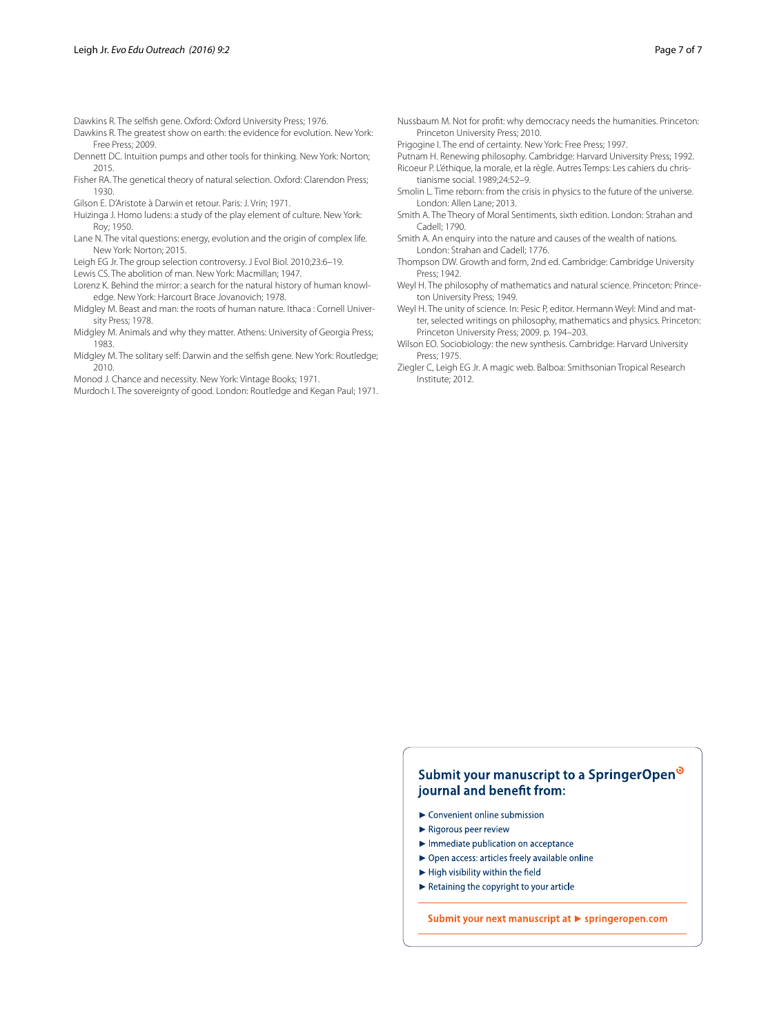Dawkins R. The selfish gene. Oxford: Oxford University Press; 1976.

Dawkins R. The greatest show on earth: the evidence for evolution. New York: Free Press; 2009.

Dennett DC. Intuition pumps and other tools for thinking. New York: Norton; 2015.

Fisher RA. The genetical theory of natural selection. Oxford: Clarendon Press; 1930.

Gilson E. D'Aristote à Darwin et retour. Paris: J. Vrin; 1971.

Huizinga J. Homo ludens: a study of the play element of culture. New York: Roy; 1950.

Lane N. The vital questions: energy, evolution and the origin of complex life. New York: Norton; 2015.

Leigh EG Jr. The group selection controversy. J Evol Biol. 2010;23:6–19.

Lewis CS. The abolition of man. New York: Macmillan; 1947.

Lorenz K. Behind the mirror: a search for the natural history of human knowledge. New York: Harcourt Brace Jovanovich; 1978.

Midgley M. Beast and man: the roots of human nature. Ithaca : Cornell University Press; 1978.

Midgley M. Animals and why they matter. Athens: University of Georgia Press; 1983.

Midgley M. The solitary self: Darwin and the selfish gene. New York: Routledge; 2010.

Monod J. Chance and necessity. New York: Vintage Books; 1971.

Murdoch I. The sovereignty of good. London: Routledge and Kegan Paul; 1971.

Nussbaum M. Not for profit: why democracy needs the humanities. Princeton: Princeton University Press; 2010.

Prigogine I. The end of certainty. New York: Free Press; 1997.

Putnam H. Renewing philosophy. Cambridge: Harvard University Press; 1992.

Ricoeur P. L'éthique, la morale, et la règle. Autres Temps: Les cahiers du christianisme social. 1989;24:52–9.

Smolin L. Time reborn: from the crisis in physics to the future of the universe. London: Allen Lane; 2013.

Smith A. The Theory of Moral Sentiments, sixth edition. London: Strahan and Cadell; 1790.

Smith A. An enquiry into the nature and causes of the wealth of nations. London: Strahan and Cadell; 1776.

Thompson DW. Growth and form, 2nd ed. Cambridge: Cambridge University Press; 1942.

Weyl H. The philosophy of mathematics and natural science. Princeton: Princeton University Press; 1949.

Weyl H. The unity of science. In: Pesic P, editor. Hermann Weyl: Mind and matter, selected writings on philosophy, mathematics and physics. Princeton: Princeton University Press; 2009. p. 194–203.

Wilson EO. Sociobiology: the new synthesis. Cambridge: Harvard University Press; 1975.

Ziegler C, Leigh EG Jr. A magic web. Balboa: Smithsonian Tropical Research Institute; 2012.

**Submit your manuscript to a SpringerOpen journal and benefit from:**

- ► Convenient online submission
- ► Rigorous peer review
- ► Immediate publication on acceptance
- ► Open access: articles freely available online
- ► High visibility within the field
- ► Retaining the copyright to your article

**Submit your next manuscript at ► springeropen.com**